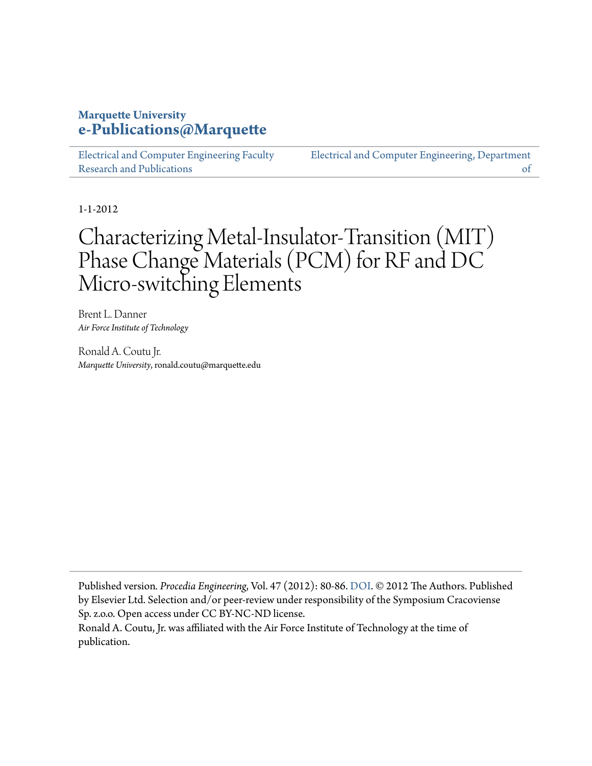**Marquette University**
**e-Publications@Marquette**

Electrical and Computer Engineering Faculty Research and Publications | Electrical and Computer Engineering, Department of

1-1-2012

# Characterizing Metal-Insulator-Transition (MIT) Phase Change Materials (PCM) for RF and DC Micro-switching Elements

Brent L. Danner
*Air Force Institute of Technology*

Ronald A. Coutu Jr.
*Marquette University*, ronald.coutu@marquette.edu

---

Published version. *Procedia Engineering*, Vol. 47 (2012): 80-86. DOI. © 2012 The Authors. Published by Elsevier Ltd. Selection and/or peer-review under responsibility of the Symposium Cracoviense Sp. z.o.o. Open access under CC BY-NC-ND license.
Ronald A. Coutu, Jr. was affiliated with the Air Force Institute of Technology at the time of publication.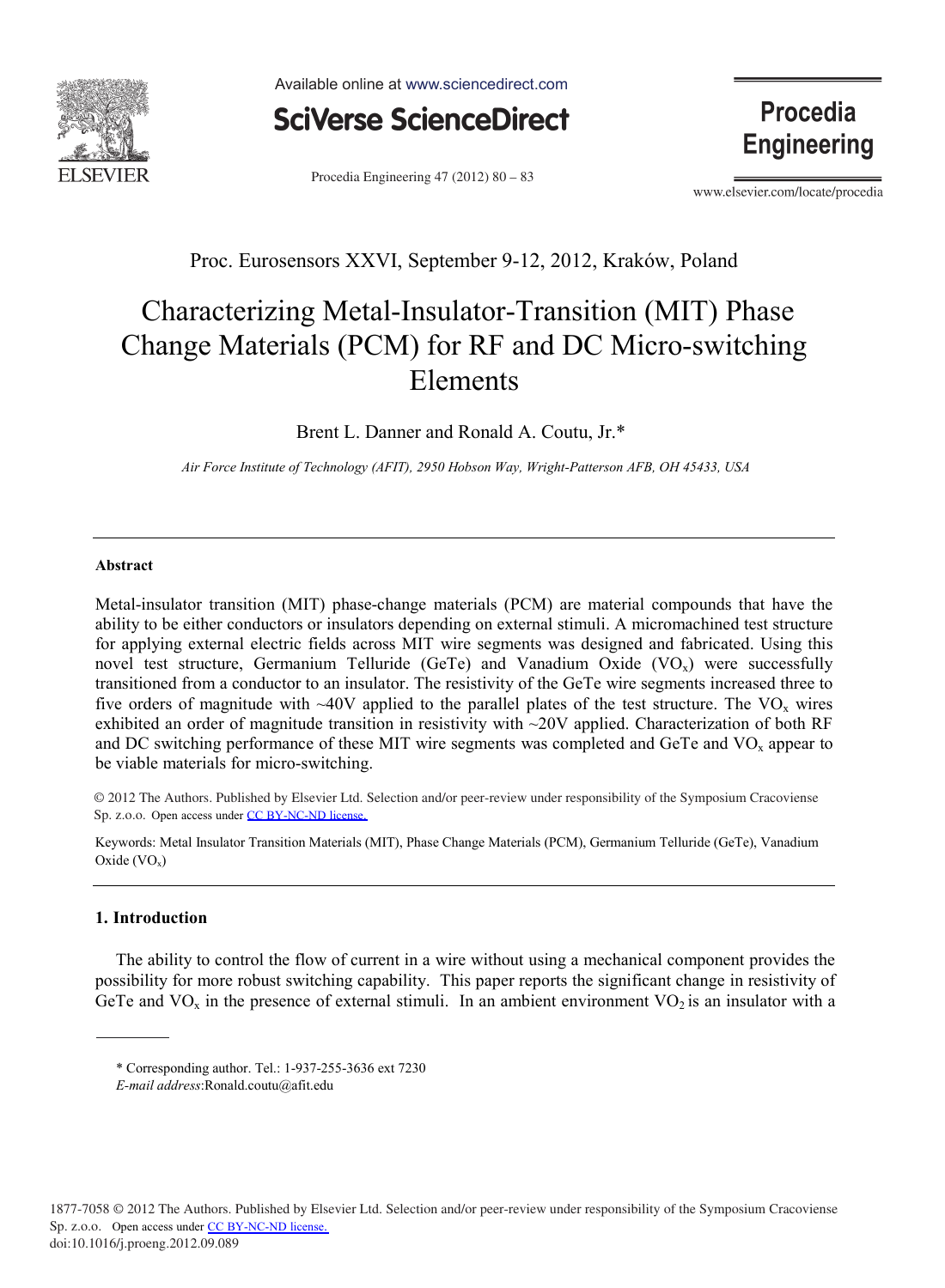Proc. Eurosensors XXVI, September 9-12, 2012, Kraków, Poland

# Characterizing Metal-Insulator-Transition (MIT) Phase Change Materials (PCM) for RF and DC Micro-switching Elements

Brent L. Danner and Ronald A. Coutu, Jr.*

*Air Force Institute of Technology (AFIT), 2950 Hobson Way, Wright-Patterson AFB, OH 45433, USA*

---

**Abstract**

Metal-insulator transition (MIT) phase-change materials (PCM) are material compounds that have the ability to be either conductors or insulators depending on external stimuli. A micromachined test structure for applying external electric fields across MIT wire segments was designed and fabricated. Using this novel test structure, Germanium Telluride (GeTe) and Vanadium Oxide ($VO_x$) were successfully transitioned from a conductor to an insulator. The resistivity of the GeTe wire segments increased three to five orders of magnitude with ~40V applied to the parallel plates of the test structure. The $VO_x$ wires exhibited an order of magnitude transition in resistivity with ~20V applied. Characterization of both RF and DC switching performance of these MIT wire segments was completed and GeTe and $VO_x$ appear to be viable materials for micro-switching.

© 2012 The Authors. Published by Elsevier Ltd. Selection and/or peer-review under responsibility of the Symposium Cracoviense Sp. z.o.o. Open access under CC BY-NC-ND license.

Keywords: Metal Insulator Transition Materials (MIT), Phase Change Materials (PCM), Germanium Telluride (GeTe), Vanadium Oxide ($VO_x$)

---

## 1. Introduction

The ability to control the flow of current in a wire without using a mechanical component provides the possibility for more robust switching capability. This paper reports the significant change in resistivity of GeTe and $VO_x$ in the presence of external stimuli. In an ambient environment $VO_2$ is an insulator with a

---

\* Corresponding author. Tel.: 1-937-255-3636 ext 7230
*E-mail address*:Ronald.coutu@afit.edu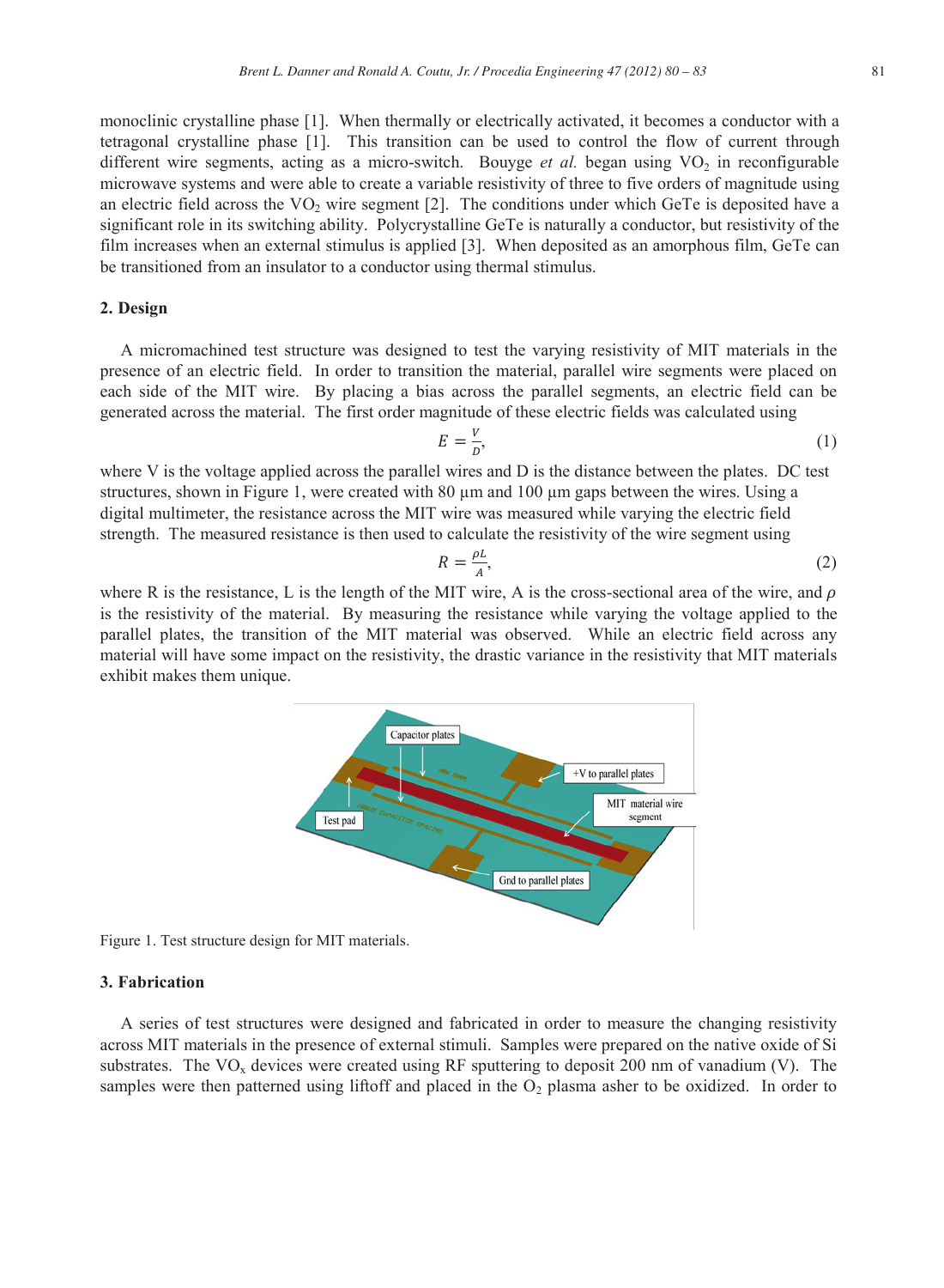monoclinic crystalline phase [1]. When thermally or electrically activated, it becomes a conductor with a tetragonal crystalline phase [1]. This transition can be used to control the flow of current through different wire segments, acting as a micro-switch. Bouyge *et al.* began using $VO_2$ in reconfigurable microwave systems and were able to create a variable resistivity of three to five orders of magnitude using an electric field across the $VO_2$ wire segment [2]. The conditions under which GeTe is deposited have a significant role in its switching ability. Polycrystalline GeTe is naturally a conductor, but resistivity of the film increases when an external stimulus is applied [3]. When deposited as an amorphous film, GeTe can be transitioned from an insulator to a conductor using thermal stimulus.

## 2. Design

A micromachined test structure was designed to test the varying resistivity of MIT materials in the presence of an electric field. In order to transition the material, parallel wire segments were placed on each side of the MIT wire. By placing a bias across the parallel segments, an electric field can be generated across the material. The first order magnitude of these electric fields was calculated using

$$E = \frac{V}{D}, \tag{1}$$

where V is the voltage applied across the parallel wires and D is the distance between the plates. DC test structures, shown in Figure 1, were created with 80 µm and 100 µm gaps between the wires. Using a digital multimeter, the resistance across the MIT wire was measured while varying the electric field strength. The measured resistance is then used to calculate the resistivity of the wire segment using

$$R = \frac{\rho L}{A}, \tag{2}$$

where R is the resistance, L is the length of the MIT wire, A is the cross-sectional area of the wire, and $\rho$ is the resistivity of the material. By measuring the resistance while varying the voltage applied to the parallel plates, the transition of the MIT material was observed. While an electric field across any material will have some impact on the resistivity, the drastic variance in the resistivity that MIT materials exhibit makes them unique.

Figure 1. Test structure design for MIT materials.

## 3. Fabrication

A series of test structures were designed and fabricated in order to measure the changing resistivity across MIT materials in the presence of external stimuli. Samples were prepared on the native oxide of Si substrates. The $VO_x$ devices were created using RF sputtering to deposit 200 nm of vanadium (V). The samples were then patterned using liftoff and placed in the $O_2$ plasma asher to be oxidized. In order to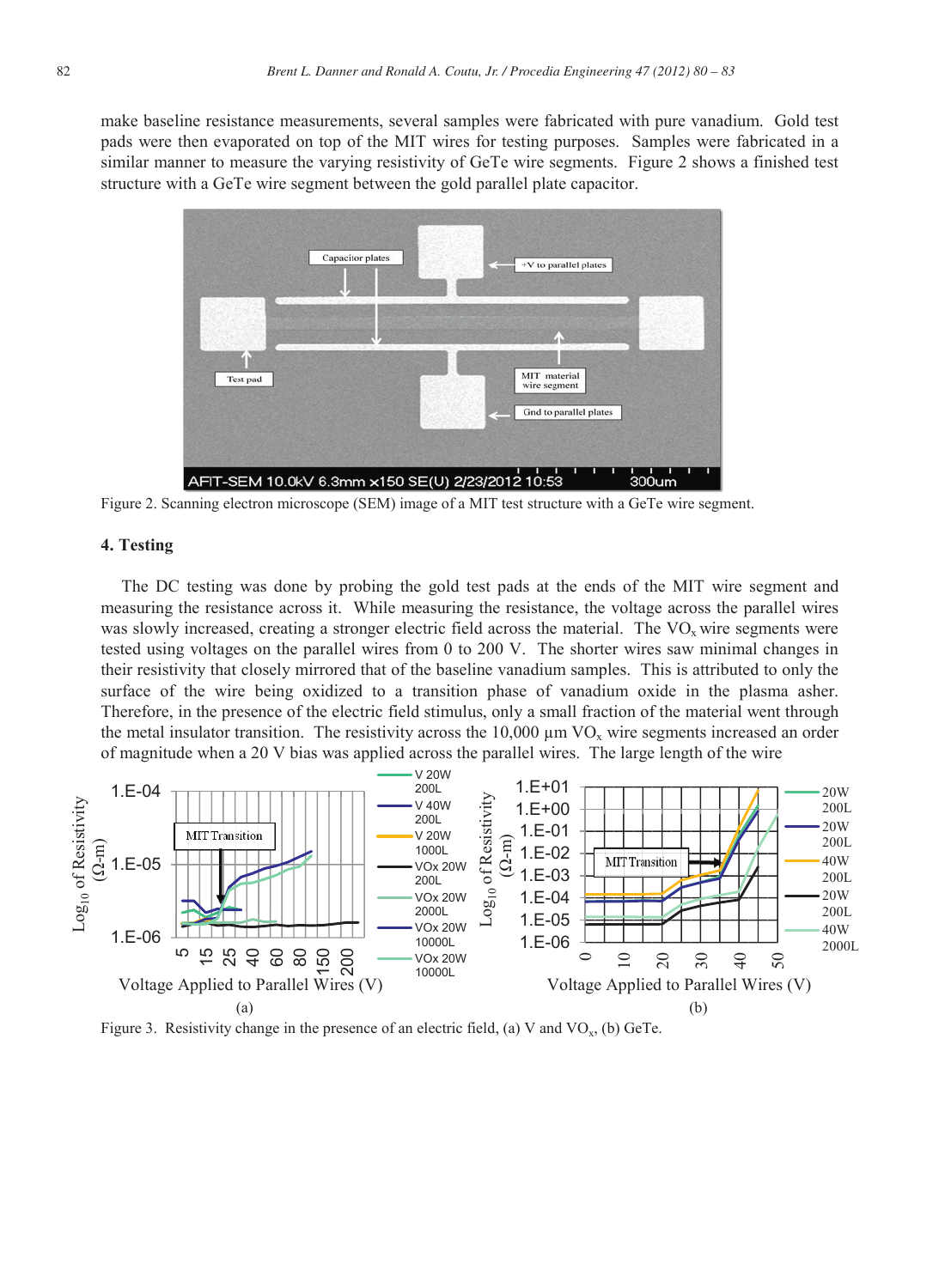make baseline resistance measurements, several samples were fabricated with pure vanadium. Gold test pads were then evaporated on top of the MIT wires for testing purposes. Samples were fabricated in a similar manner to measure the varying resistivity of GeTe wire segments. Figure 2 shows a finished test structure with a GeTe wire segment between the gold parallel plate capacitor.

Figure 2. Scanning electron microscope (SEM) image of a MIT test structure with a GeTe wire segment.

## 4. Testing

The DC testing was done by probing the gold test pads at the ends of the MIT wire segment and measuring the resistance across it. While measuring the resistance, the voltage across the parallel wires was slowly increased, creating a stronger electric field across the material. The $VO_x$ wire segments were tested using voltages on the parallel wires from 0 to 200 V. The shorter wires saw minimal changes in their resistivity that closely mirrored that of the baseline vanadium samples. This is attributed to only the surface of the wire being oxidized to a transition phase of vanadium oxide in the plasma asher. Therefore, in the presence of the electric field stimulus, only a small fraction of the material went through the metal insulator transition. The resistivity across the 10,000 µm $VO_x$ wire segments increased an order of magnitude when a 20 V bias was applied across the parallel wires. The large length of the wire

Figure 3. Resistivity change in the presence of an electric field, (a) V and $VO_x$, (b) GeTe.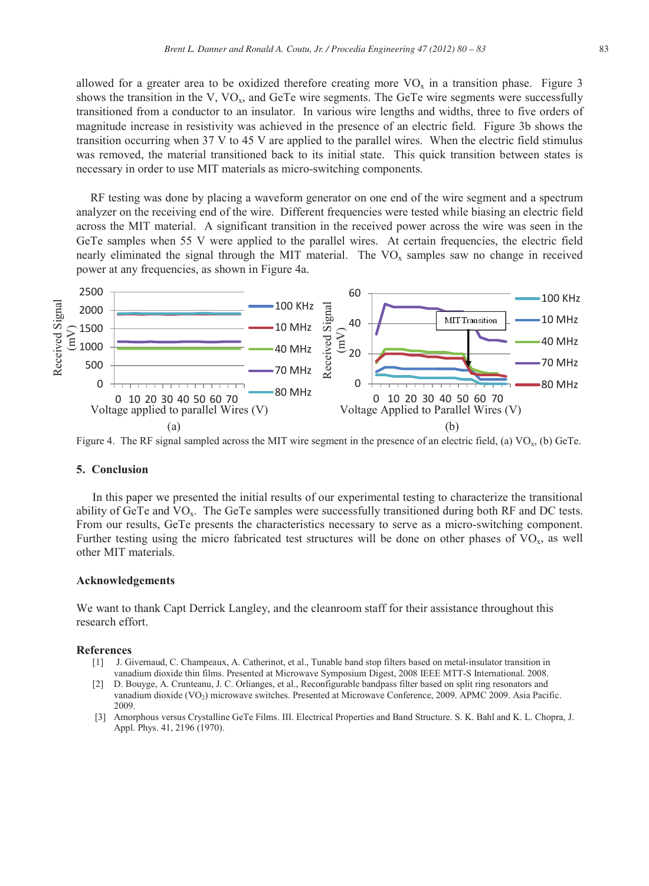allowed for a greater area to be oxidized therefore creating more $VO_x$ in a transition phase. Figure 3 shows the transition in the V, $VO_x$, and GeTe wire segments. The GeTe wire segments were successfully transitioned from a conductor to an insulator. In various wire lengths and widths, three to five orders of magnitude increase in resistivity was achieved in the presence of an electric field. Figure 3b shows the transition occurring when 37 V to 45 V are applied to the parallel wires. When the electric field stimulus was removed, the material transitioned back to its initial state. This quick transition between states is necessary in order to use MIT materials as micro-switching components.

RF testing was done by placing a waveform generator on one end of the wire segment and a spectrum analyzer on the receiving end of the wire. Different frequencies were tested while biasing an electric field across the MIT material. A significant transition in the received power across the wire was seen in the GeTe samples when 55 V were applied to the parallel wires. At certain frequencies, the electric field nearly eliminated the signal through the MIT material. The $VO_x$ samples saw no change in received power at any frequencies, as shown in Figure 4a.

Received Signal (mV)
2500
2000
1500
1000
500
0
0 10 20 30 40 50 60 70
Voltage applied to parallel Wires (V)
100 KHz
10 MHz
40 MHz
70 MHz
80 MHz
(a)

Received Signal (mV)
60
40
20
0
0 10 20 30 40 50 60 70
Voltage Applied to Parallel Wires (V)
MIT Transition
100 KHz
10 MHz
40 MHz
70 MHz
80 MHz
(b)

Figure 4. The RF signal sampled across the MIT wire segment in the presence of an electric field, (a) $VO_x$, (b) GeTe.

## 5. Conclusion

In this paper we presented the initial results of our experimental testing to characterize the transitional ability of GeTe and $VO_x$. The GeTe samples were successfully transitioned during both RF and DC tests. From our results, GeTe presents the characteristics necessary to serve as a micro-switching component. Further testing using the micro fabricated test structures will be done on other phases of $VO_x$, as well other MIT materials.

## Acknowledgements

We want to thank Capt Derrick Langley, and the cleanroom staff for their assistance throughout this research effort.

## References

[1] J. Givernaud, C. Champeaux, A. Catherinot, et al., Tunable band stop filters based on metal-insulator transition in vanadium dioxide thin films. Presented at Microwave Symposium Digest, 2008 IEEE MTT-S International. 2008.

[2] D. Bouyge, A. Crunteanu, J. C. Orlianges, et al., Reconfigurable bandpass filter based on split ring resonators and vanadium dioxide ($VO_2$) microwave switches. Presented at Microwave Conference, 2009. APMC 2009. Asia Pacific. 2009.

[3] Amorphous versus Crystalline GeTe Films. III. Electrical Properties and Band Structure. S. K. Bahl and K. L. Chopra, J. Appl. Phys. 41, 2196 (1970).